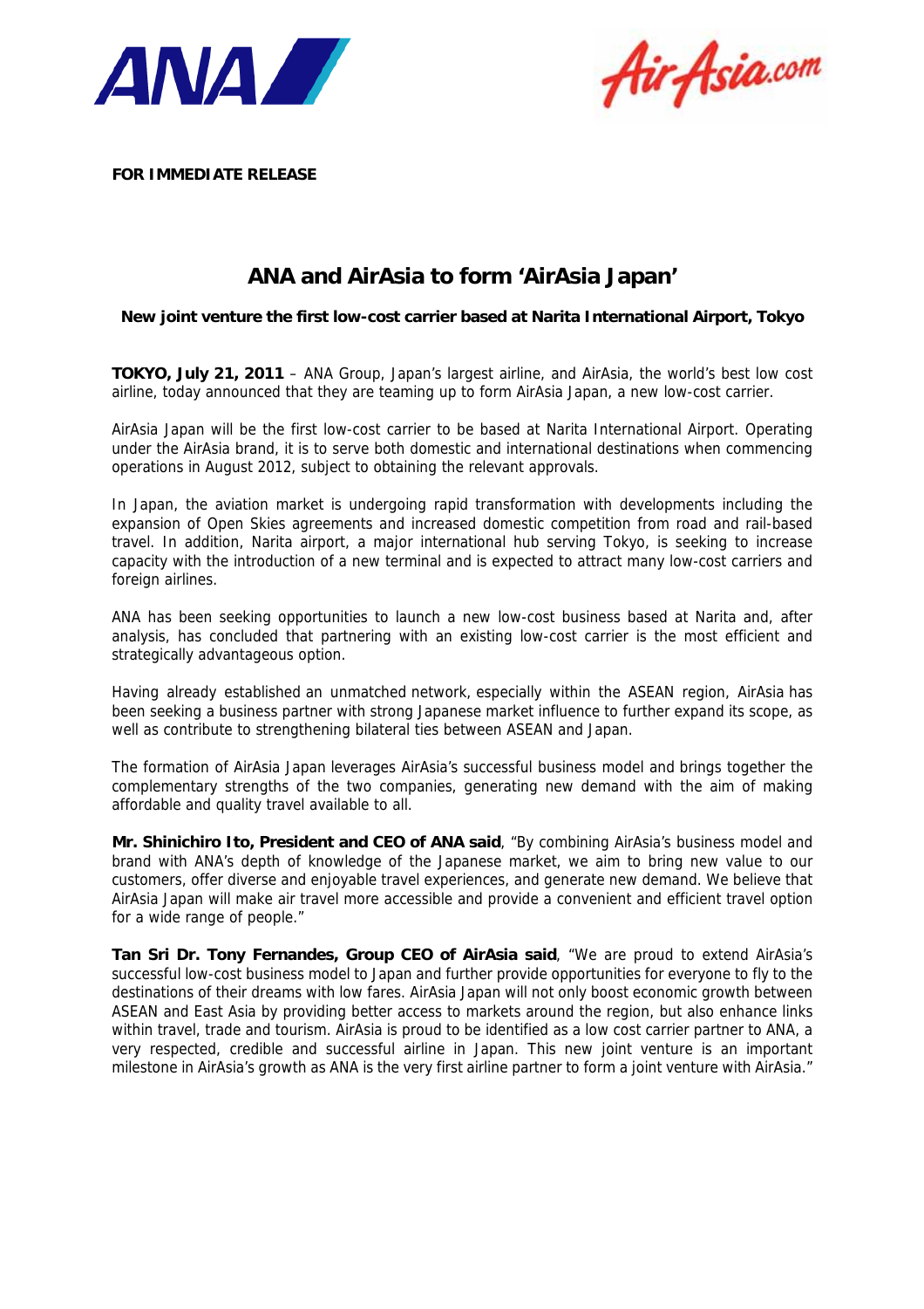**FOR IMMEDIATE RELEASE**

# ANA and AirAsia to form 'AirAsia Japan'

**New joint venture the first low-cost carrier based at Narita International Airport, Tokyo**

**TOKYO, July 21, 2011** – ANA Group, Japan's largest airline, and AirAsia, the world's best low cost airline, today announced that they are teaming up to form AirAsia Japan, a new low-cost carrier.

AirAsia Japan will be the first low-cost carrier to be based at Narita International Airport. Operating under the AirAsia brand, it is to serve both domestic and international destinations when commencing operations in August 2012, subject to obtaining the relevant approvals.

In Japan, the aviation market is undergoing rapid transformation with developments including the expansion of Open Skies agreements and increased domestic competition from road and rail-based travel. In addition, Narita airport, a major international hub serving Tokyo, is seeking to increase capacity with the introduction of a new terminal and is expected to attract many low-cost carriers and foreign airlines.

ANA has been seeking opportunities to launch a new low-cost business based at Narita and, after analysis, has concluded that partnering with an existing low-cost carrier is the most efficient and strategically advantageous option.

Having already established an unmatched network, especially within the ASEAN region, AirAsia has been seeking a business partner with strong Japanese market influence to further expand its scope, as well as contribute to strengthening bilateral ties between ASEAN and Japan.

The formation of AirAsia Japan leverages AirAsia's successful business model and brings together the complementary strengths of the two companies, generating new demand with the aim of making affordable and quality travel available to all.

**Mr. Shinichiro Ito, President and CEO of ANA said**, "By combining AirAsia's business model and brand with ANA's depth of knowledge of the Japanese market, we aim to bring new value to our customers, offer diverse and enjoyable travel experiences, and generate new demand. We believe that AirAsia Japan will make air travel more accessible and provide a convenient and efficient travel option for a wide range of people."

**Tan Sri Dr. Tony Fernandes, Group CEO of AirAsia said**, "We are proud to extend AirAsia's successful low-cost business model to Japan and further provide opportunities for everyone to fly to the destinations of their dreams with low fares. AirAsia Japan will not only boost economic growth between ASEAN and East Asia by providing better access to markets around the region, but also enhance links within travel, trade and tourism. AirAsia is proud to be identified as a low cost carrier partner to ANA, a very respected, credible and successful airline in Japan. This new joint venture is an important milestone in AirAsia's growth as ANA is the very first airline partner to form a joint venture with AirAsia."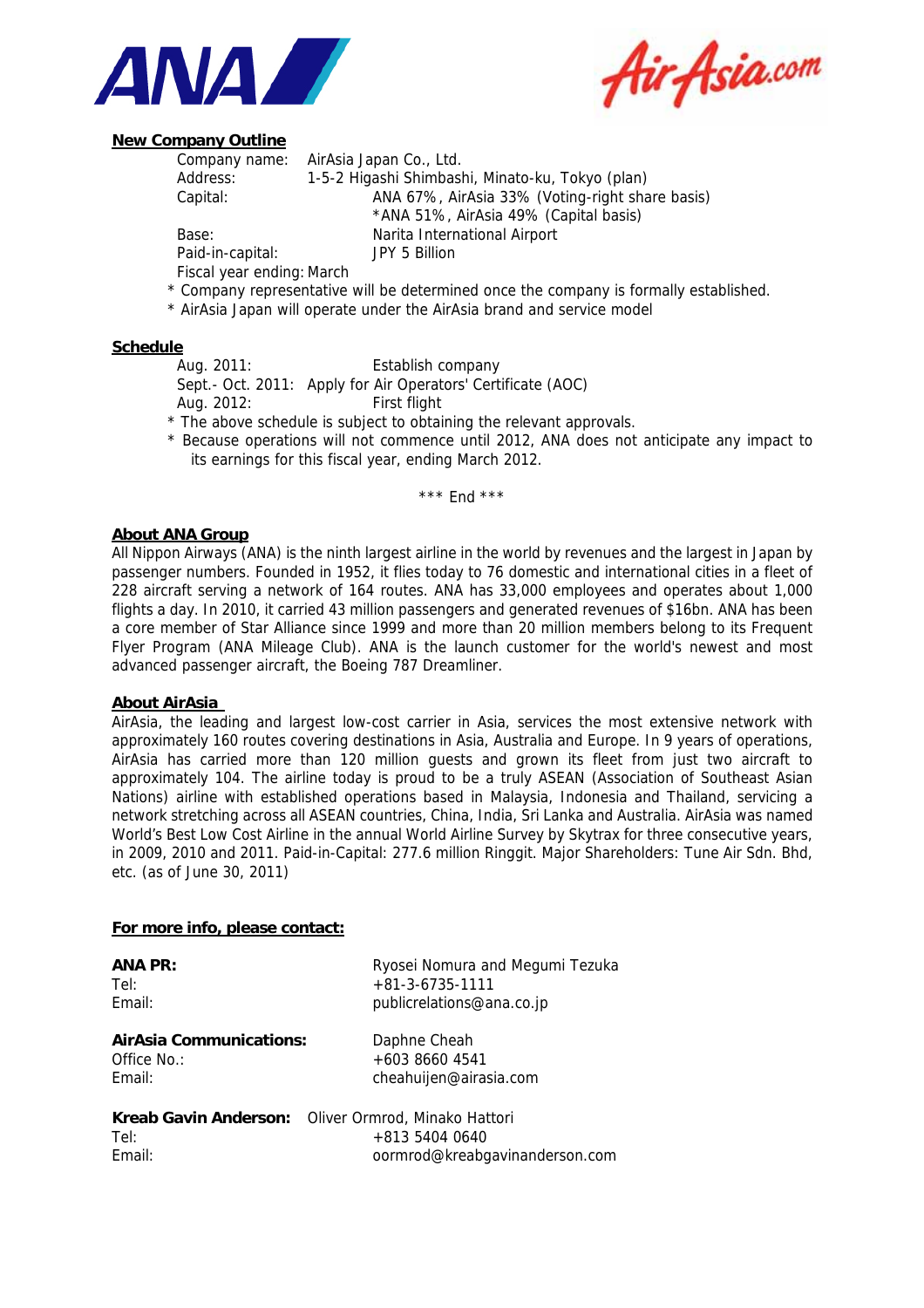## New Company Outline

Company name: AirAsia Japan Co., Ltd.
Address: 1-5-2 Higashi Shimbashi, Minato-ku, Tokyo (plan)
Capital: ANA 67%, AirAsia 33% (Voting-right share basis)
*ANA 51%, AirAsia 49% (Capital basis)
Base: Narita International Airport
Paid-in-capital: JPY 5 Billion
Fiscal year ending: March

* Company representative will be determined once the company is formally established.
* AirAsia Japan will operate under the AirAsia brand and service model

## Schedule

Aug. 2011: Establish company
Sept.- Oct. 2011: Apply for Air Operators' Certificate (AOC)
Aug. 2012: First flight

* The above schedule is subject to obtaining the relevant approvals.
* Because operations will not commence until 2012, ANA does not anticipate any impact to its earnings for this fiscal year, ending March 2012.

*** End ***

## About ANA Group

All Nippon Airways (ANA) is the ninth largest airline in the world by revenues and the largest in Japan by passenger numbers. Founded in 1952, it flies today to 76 domestic and international cities in a fleet of 228 aircraft serving a network of 164 routes. ANA has 33,000 employees and operates about 1,000 flights a day. In 2010, it carried 43 million passengers and generated revenues of $16bn. ANA has been a core member of Star Alliance since 1999 and more than 20 million members belong to its Frequent Flyer Program (ANA Mileage Club). ANA is the launch customer for the world's newest and most advanced passenger aircraft, the Boeing 787 Dreamliner.

## About AirAsia

AirAsia, the leading and largest low-cost carrier in Asia, services the most extensive network with approximately 160 routes covering destinations in Asia, Australia and Europe. In 9 years of operations, AirAsia has carried more than 120 million guests and grown its fleet from just two aircraft to approximately 104. The airline today is proud to be a truly ASEAN (Association of Southeast Asian Nations) airline with established operations based in Malaysia, Indonesia and Thailand, servicing a network stretching across all ASEAN countries, China, India, Sri Lanka and Australia. AirAsia was named World's Best Low Cost Airline in the annual World Airline Survey by Skytrax for three consecutive years, in 2009, 2010 and 2011. Paid-in-Capital: 277.6 million Ringgit. Major Shareholders: Tune Air Sdn. Bhd, etc. (as of June 30, 2011)

## For more info, please contact:

**ANA PR:** Ryosei Nomura and Megumi Tezuka
Tel: +81-3-6735-1111
Email: publicrelations@ana.co.jp

**AirAsia Communications:** Daphne Cheah
Office No.: +603 8660 4541
Email: cheahuijen@airasia.com

**Kreab Gavin Anderson:** Oliver Ormrod, Minako Hattori
Tel: +813 5404 0640
Email: oormrod@kreabgavinanderson.com